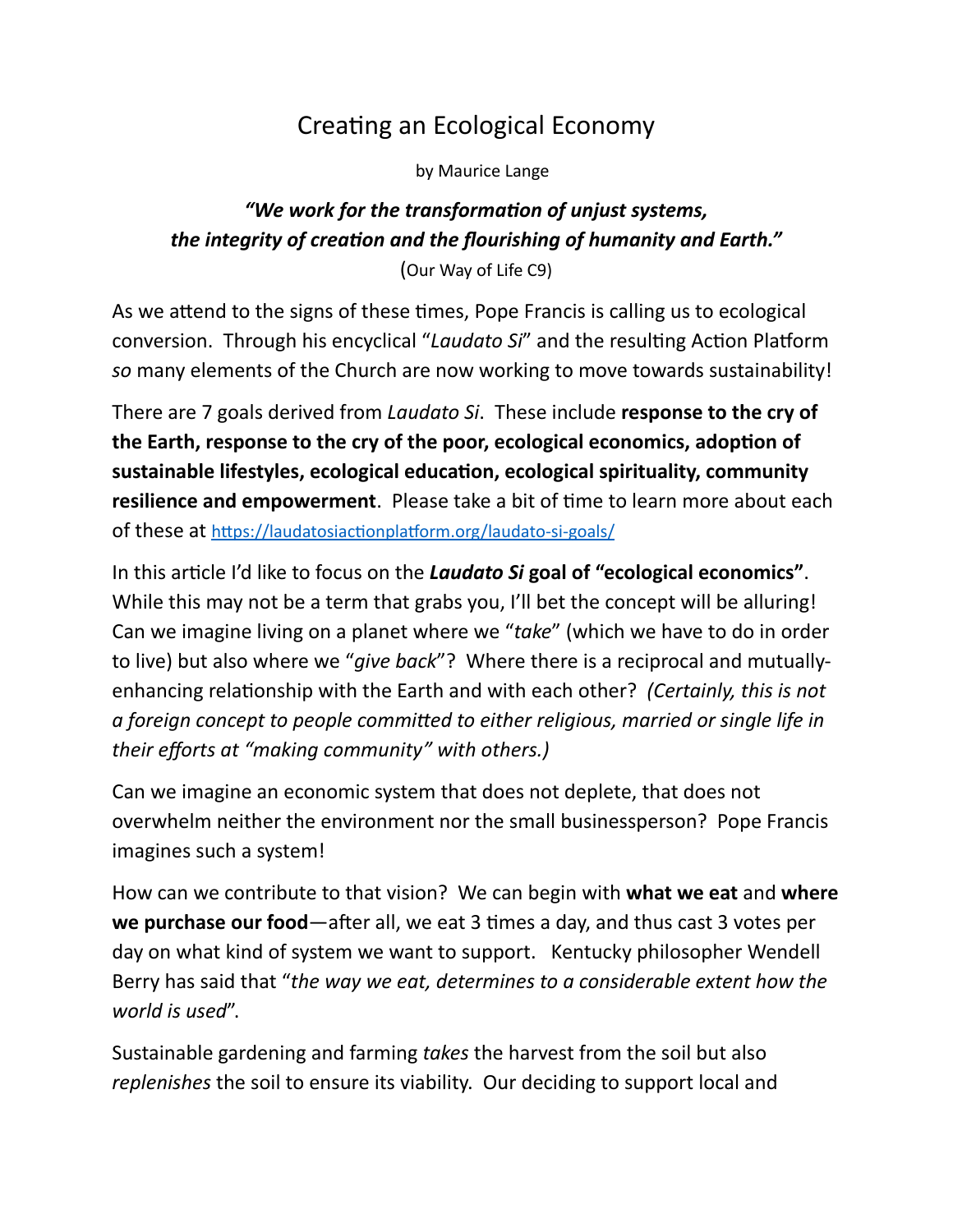# Creating an Ecological Economy

by Maurice Lange

***"We work for the transformation of unjust systems,***
***the integrity of creation and the flourishing of humanity and Earth."***
(Our Way of Life C9)

As we attend to the signs of these times, Pope Francis is calling us to ecological conversion. Through his encyclical "*Laudato Si*" and the resulting Action Platform *so* many elements of the Church are now working to move towards sustainability!

There are 7 goals derived from *Laudato Si*. These include **response to the cry of the Earth, response to the cry of the poor, ecological economics, adoption of sustainable lifestyles, ecological education, ecological spirituality, community resilience and empowerment**. Please take a bit of time to learn more about each of these at https://laudatosiactionplatform.org/laudato-si-goals/

In this article I'd like to focus on the ***Laudato Si* goal of "ecological economics"**. While this may not be a term that grabs you, I'll bet the concept will be alluring! Can we imagine living on a planet where we "*take*" (which we have to do in order to live) but also where we "*give back*"? Where there is a reciprocal and mutually-enhancing relationship with the Earth and with each other? *(Certainly, this is not a foreign concept to people committed to either religious, married or single life in their efforts at "making community" with others.)*

Can we imagine an economic system that does not deplete, that does not overwhelm neither the environment nor the small businessperson? Pope Francis imagines such a system!

How can we contribute to that vision? We can begin with **what we eat** and **where we purchase our food**—after all, we eat 3 times a day, and thus cast 3 votes per day on what kind of system we want to support. Kentucky philosopher Wendell Berry has said that "*the way we eat, determines to a considerable extent how the world is used*".

Sustainable gardening and farming *takes* the harvest from the soil but also *replenishes* the soil to ensure its viability. Our deciding to support local and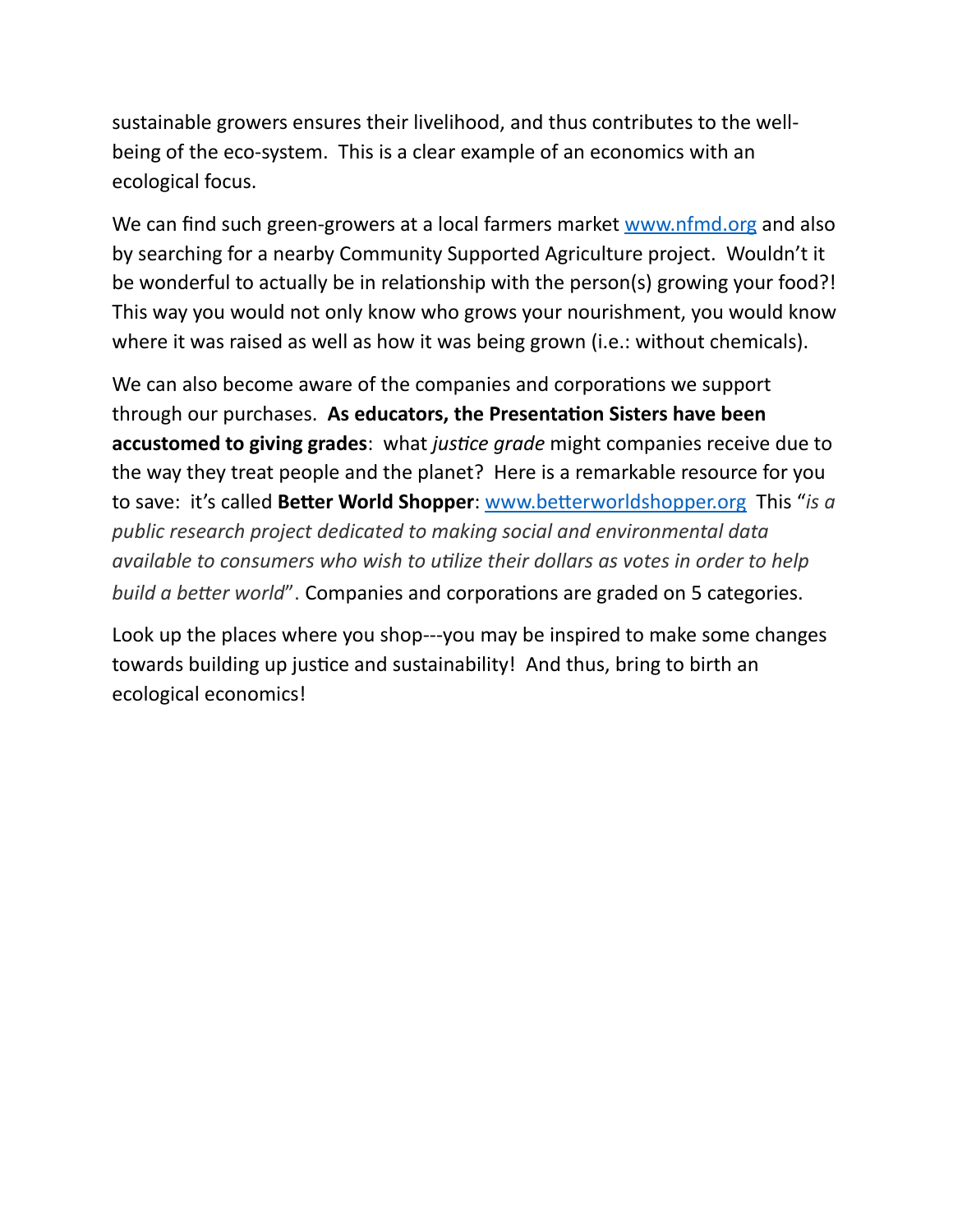sustainable growers ensures their livelihood, and thus contributes to the well-being of the eco-system. This is a clear example of an economics with an ecological focus.

We can find such green-growers at a local farmers market www.nfmd.org and also by searching for a nearby Community Supported Agriculture project. Wouldn't it be wonderful to actually be in relationship with the person(s) growing your food?! This way you would not only know who grows your nourishment, you would know where it was raised as well as how it was being grown (i.e.: without chemicals).

We can also become aware of the companies and corporations we support through our purchases. **As educators, the Presentation Sisters have been accustomed to giving grades**: what *justice grade* might companies receive due to the way they treat people and the planet? Here is a remarkable resource for you to save: it's called **Better World Shopper**: www.betterworldshopper.org This "*is a public research project dedicated to making social and environmental data available to consumers who wish to utilize their dollars as votes in order to help build a better world*". Companies and corporations are graded on 5 categories.

Look up the places where you shop---you may be inspired to make some changes towards building up justice and sustainability! And thus, bring to birth an ecological economics!